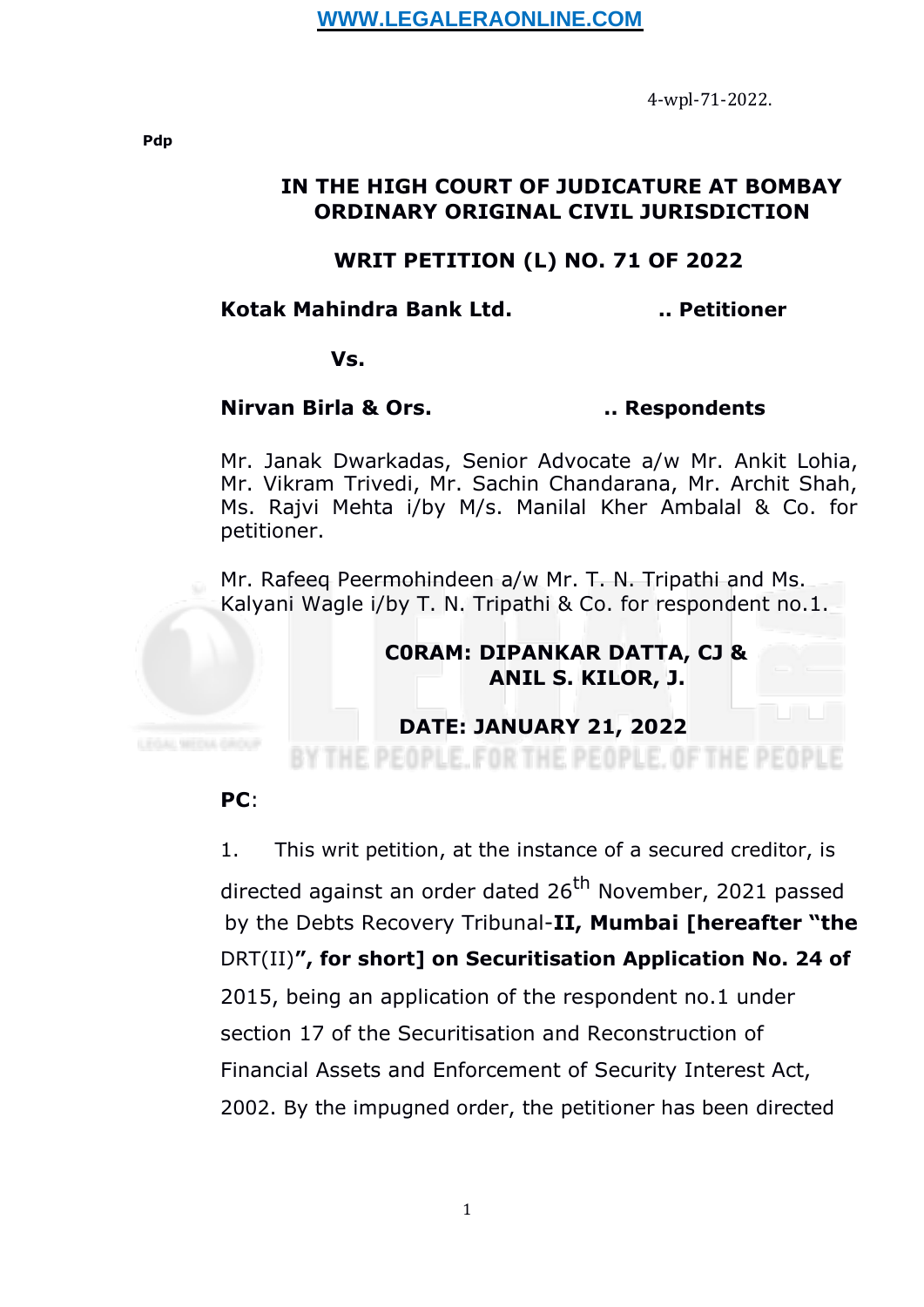4-wpl-71-2022.

Pdp

**IN THE HIGH COURT OF JUDICATURE AT BOMBAY**
**ORDINARY ORIGINAL CIVIL JURISDICTION**

**WRIT PETITION (L) NO. 71 OF 2022**

**Kotak Mahindra Bank Ltd. .. Petitioner**

**Vs.**

**Nirvan Birla & Ors. .. Respondents**

Mr. Janak Dwarkadas, Senior Advocate a/w Mr. Ankit Lohia, Mr. Vikram Trivedi, Mr. Sachin Chandarana, Mr. Archit Shah, Ms. Rajvi Mehta i/by M/s. Manilal Kher Ambalal & Co. for petitioner.

Mr. Rafeeq Peermohindeen a/w Mr. T. N. Tripathi and Ms. Kalyani Wagle i/by T. N. Tripathi & Co. for respondent no.1.

**C0RAM: DIPANKAR DATTA, CJ &**
**ANIL S. KILOR, J.**

**DATE: JANUARY 21, 2022**

**PC**:

1. This writ petition, at the instance of a secured creditor, is directed against an order dated 26th November, 2021 passed by the Debts Recovery Tribunal-**II, Mumbai [hereafter "the** DRT(II)**", for short] on Securitisation Application No. 24 of** 2015, being an application of the respondent no.1 under section 17 of the Securitisation and Reconstruction of Financial Assets and Enforcement of Security Interest Act, 2002. By the impugned order, the petitioner has been directed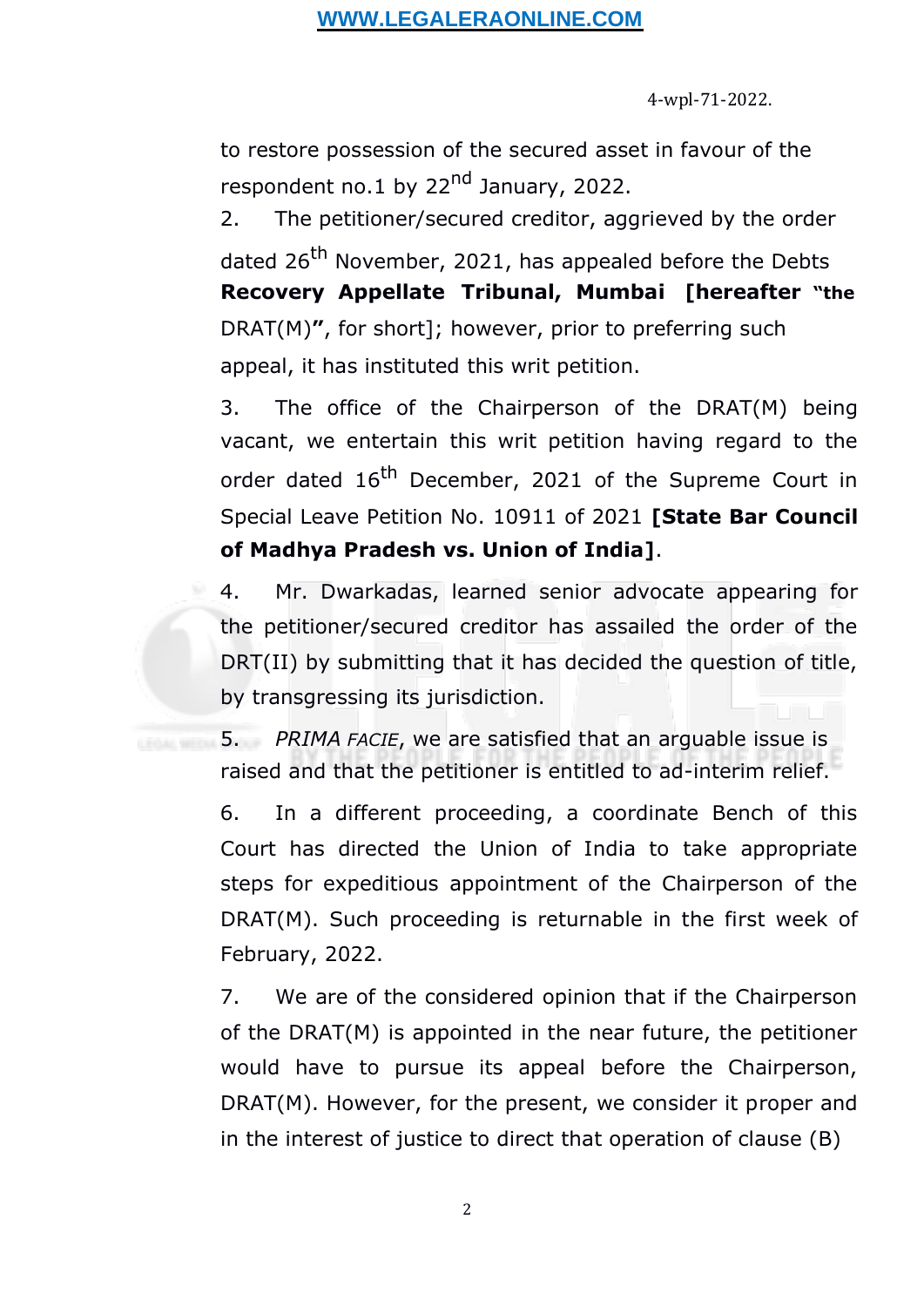to restore possession of the secured asset in favour of the respondent no.1 by 22nd January, 2022.

2. The petitioner/secured creditor, aggrieved by the order dated 26th November, 2021, has appealed before the Debts **Recovery Appellate Tribunal, Mumbai [hereafter "the** DRAT(M)**"**, for short]; however, prior to preferring such appeal, it has instituted this writ petition.

3. The office of the Chairperson of the DRAT(M) being vacant, we entertain this writ petition having regard to the order dated 16th December, 2021 of the Supreme Court in Special Leave Petition No. 10911 of 2021 **[State Bar Council of Madhya Pradesh vs. Union of India]**.

4. Mr. Dwarkadas, learned senior advocate appearing for the petitioner/secured creditor has assailed the order of the DRT(II) by submitting that it has decided the question of title, by transgressing its jurisdiction.

5. *PRIMA FACIE*, we are satisfied that an arguable issue is raised and that the petitioner is entitled to ad-interim relief.

6. In a different proceeding, a coordinate Bench of this Court has directed the Union of India to take appropriate steps for expeditious appointment of the Chairperson of the DRAT(M). Such proceeding is returnable in the first week of February, 2022.

7. We are of the considered opinion that if the Chairperson of the DRAT(M) is appointed in the near future, the petitioner would have to pursue its appeal before the Chairperson, DRAT(M). However, for the present, we consider it proper and in the interest of justice to direct that operation of clause (B)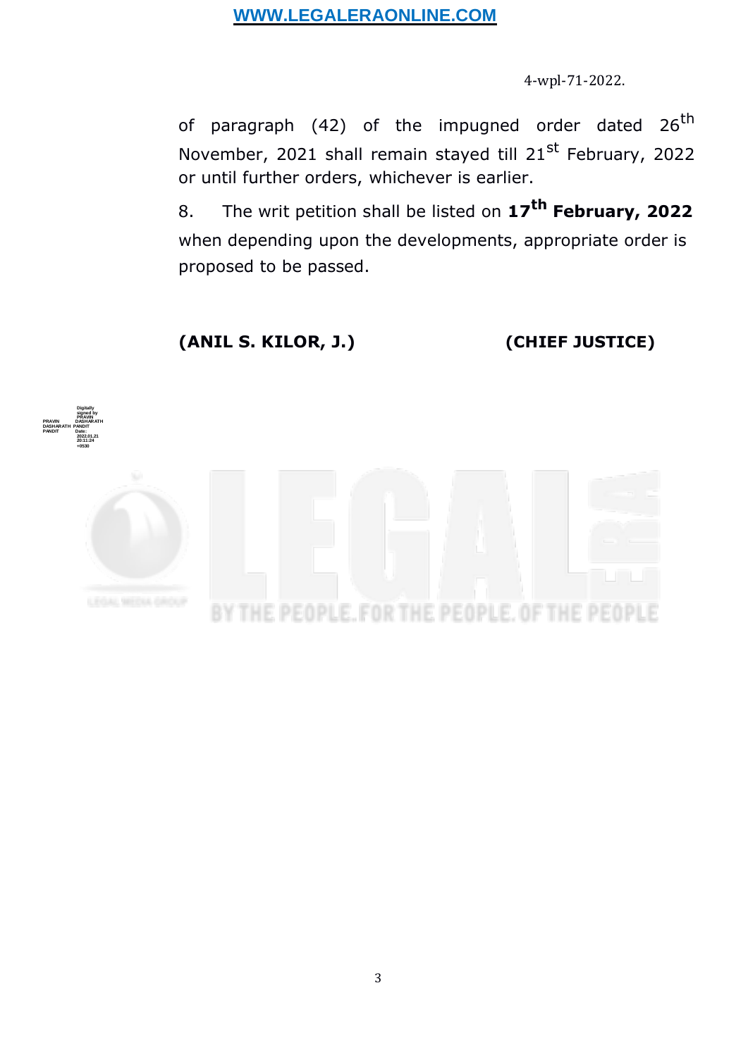of paragraph (42) of the impugned order dated 26th November, 2021 shall remain stayed till 21st February, 2022 or until further orders, whichever is earlier.

8. The writ petition shall be listed on **17th February, 2022** when depending upon the developments, appropriate order is proposed to be passed.

**(ANIL S. KILOR, J.)** **(CHIEF JUSTICE)**

Digitally signed by PRAVIN DASHARATH PANDIT Date: 2022.01.21 20:11:24 +0530